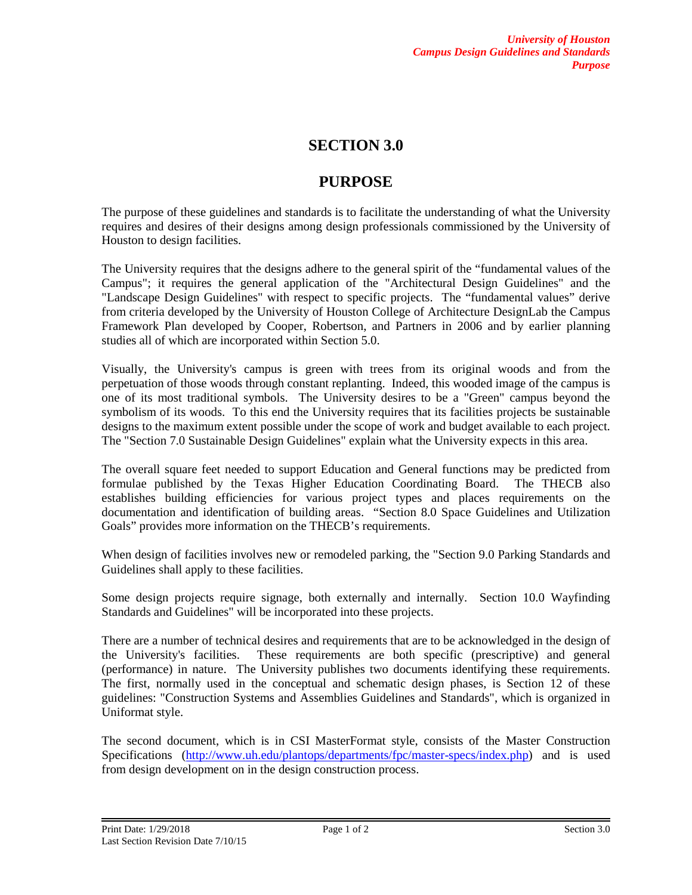# SECTION 3.0

# PURPOSE

The purpose of these guidelines and standards is to facilitate the understanding of what the University requires and desires of their designs among design professionals commissioned by the University of Houston to design facilities.

The University requires that the designs adhere to the general spirit of the "fundamental values of the Campus"; it requires the general application of the "Architectural Design Guidelines" and the "Landscape Design Guidelines" with respect to specific projects. The "fundamental values" derive from criteria developed by the University of Houston College of Architecture DesignLab the Campus Framework Plan developed by Cooper, Robertson, and Partners in 2006 and by earlier planning studies all of which are incorporated within Section 5.0.

Visually, the University's campus is green with trees from its original woods and from the perpetuation of those woods through constant replanting. Indeed, this wooded image of the campus is one of its most traditional symbols. The University desires to be a "Green" campus beyond the symbolism of its woods. To this end the University requires that its facilities projects be sustainable designs to the maximum extent possible under the scope of work and budget available to each project. The "Section 7.0 Sustainable Design Guidelines" explain what the University expects in this area.

The overall square feet needed to support Education and General functions may be predicted from formulae published by the Texas Higher Education Coordinating Board. The THECB also establishes building efficiencies for various project types and places requirements on the documentation and identification of building areas. "Section 8.0 Space Guidelines and Utilization Goals" provides more information on the THECB's requirements.

When design of facilities involves new or remodeled parking, the "Section 9.0 Parking Standards and Guidelines shall apply to these facilities.

Some design projects require signage, both externally and internally. Section 10.0 Wayfinding Standards and Guidelines" will be incorporated into these projects.

There are a number of technical desires and requirements that are to be acknowledged in the design of the University's facilities. These requirements are both specific (prescriptive) and general (performance) in nature. The University publishes two documents identifying these requirements. The first, normally used in the conceptual and schematic design phases, is Section 12 of these guidelines: "Construction Systems and Assemblies Guidelines and Standards", which is organized in Uniformat style.

The second document, which is in CSI MasterFormat style, consists of the Master Construction Specifications (http://www.uh.edu/plantops/departments/fpc/master-specs/index.php) and is used from design development on in the design construction process.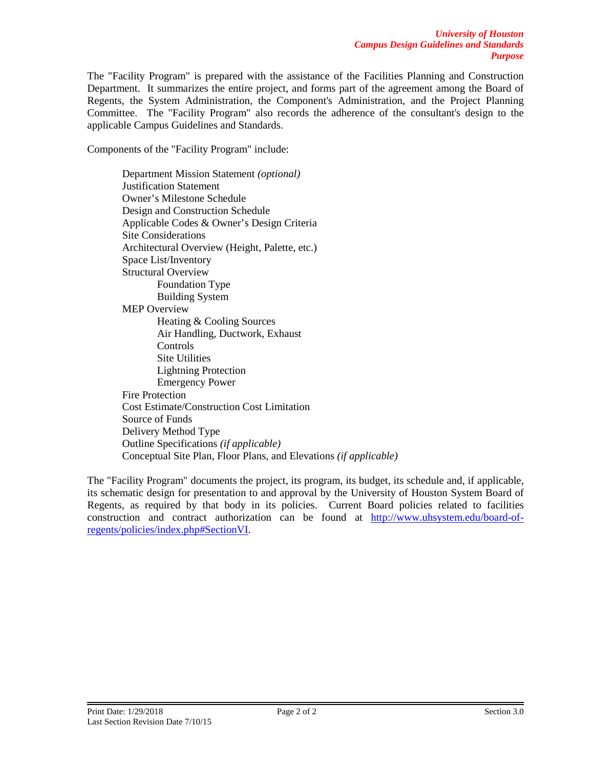The "Facility Program" is prepared with the assistance of the Facilities Planning and Construction Department. It summarizes the entire project, and forms part of the agreement among the Board of Regents, the System Administration, the Component's Administration, and the Project Planning Committee. The "Facility Program" also records the adherence of the consultant's design to the applicable Campus Guidelines and Standards.

Components of the "Facility Program" include:

- Department Mission Statement *(optional)*
- Justification Statement
- Owner's Milestone Schedule
- Design and Construction Schedule
- Applicable Codes & Owner's Design Criteria
- Site Considerations
- Architectural Overview (Height, Palette, etc.)
- Space List/Inventory
- Structural Overview
  - Foundation Type
  - Building System
- MEP Overview
  - Heating & Cooling Sources
  - Air Handling, Ductwork, Exhaust
  - Controls
  - Site Utilities
  - Lightning Protection
  - Emergency Power
- Fire Protection
- Cost Estimate/Construction Cost Limitation
- Source of Funds
- Delivery Method Type
- Outline Specifications *(if applicable)*
- Conceptual Site Plan, Floor Plans, and Elevations *(if applicable)*

The "Facility Program" documents the project, its program, its budget, its schedule and, if applicable, its schematic design for presentation to and approval by the University of Houston System Board of Regents, as required by that body in its policies. Current Board policies related to facilities construction and contract authorization can be found at [http://www.uhsystem.edu/board-of-regents/policies/index.php#SectionVI](http://www.uhsystem.edu/board-of-regents/policies/index.php#SectionVI).